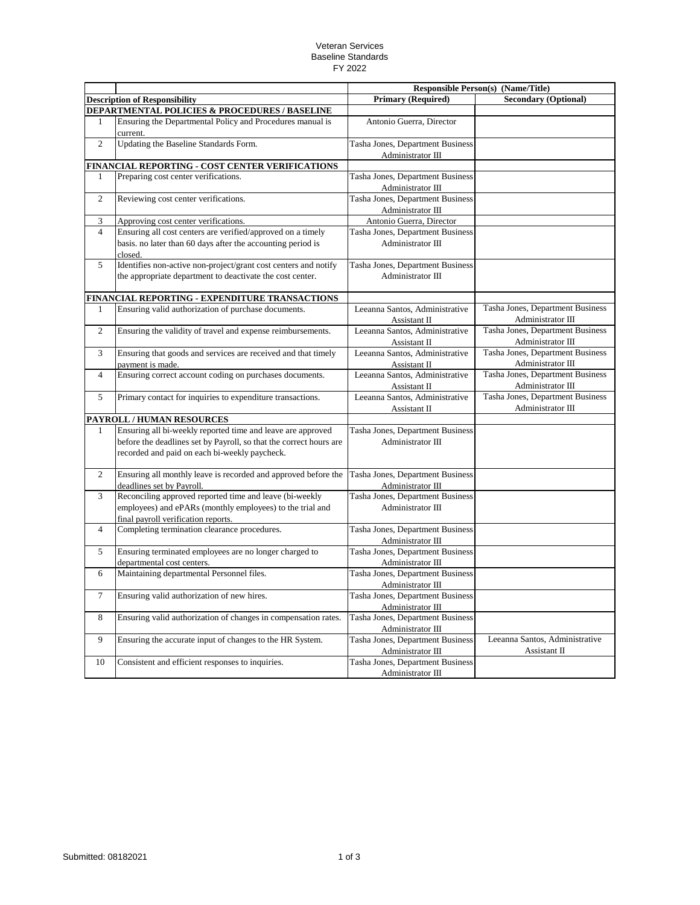# Veteran Services
## Baseline Standards
### FY 2022

| | | Responsible Person(s) (Name/Title) | |
|---|---|---|---|
| **Description of Responsibility** | | **Primary (Required)** | **Secondary (Optional)** |
| **DEPARTMENTAL POLICIES & PROCEDURES / BASELINE** | | | |
| 1 | Ensuring the Departmental Policy and Procedures manual is current. | Antonio Guerra, Director | |
| 2 | Updating the Baseline Standards Form. | Tasha Jones, Department Business Administrator III | |
| **FINANCIAL REPORTING - COST CENTER VERIFICATIONS** | | | |
| 1 | Preparing cost center verifications. | Tasha Jones, Department Business Administrator III | |
| 2 | Reviewing cost center verifications. | Tasha Jones, Department Business Administrator III | |
| 3 | Approving cost center verifications. | Antonio Guerra, Director | |
| 4 | Ensuring all cost centers are verified/approved on a timely basis. no later than 60 days after the accounting period is closed. | Tasha Jones, Department Business Administrator III | |
| 5 | Identifies non-active non-project/grant cost centers and notify the appropriate department to deactivate the cost center. | Tasha Jones, Department Business Administrator III | |
| **FINANCIAL REPORTING - EXPENDITURE TRANSACTIONS** | | | |
| 1 | Ensuring valid authorization of purchase documents. | Leeanna Santos, Administrative Assistant II | Tasha Jones, Department Business Administrator III |
| 2 | Ensuring the validity of travel and expense reimbursements. | Leeanna Santos, Administrative Assistant II | Tasha Jones, Department Business Administrator III |
| 3 | Ensuring that goods and services are received and that timely payment is made. | Leeanna Santos, Administrative Assistant II | Tasha Jones, Department Business Administrator III |
| 4 | Ensuring correct account coding on purchases documents. | Leeanna Santos, Administrative Assistant II | Tasha Jones, Department Business Administrator III |
| 5 | Primary contact for inquiries to expenditure transactions. | Leeanna Santos, Administrative Assistant II | Tasha Jones, Department Business Administrator III |
| **PAYROLL / HUMAN RESOURCES** | | | |
| 1 | Ensuring all bi-weekly reported time and leave are approved before the deadlines set by Payroll, so that the correct hours are recorded and paid on each bi-weekly paycheck. | Tasha Jones, Department Business Administrator III | |
| 2 | Ensuring all monthly leave is recorded and approved before the deadlines set by Payroll. | Tasha Jones, Department Business Administrator III | |
| 3 | Reconciling approved reported time and leave (bi-weekly employees) and ePARs (monthly employees) to the trial and final payroll verification reports. | Tasha Jones, Department Business Administrator III | |
| 4 | Completing termination clearance procedures. | Tasha Jones, Department Business Administrator III | |
| 5 | Ensuring terminated employees are no longer charged to departmental cost centers. | Tasha Jones, Department Business Administrator III | |
| 6 | Maintaining departmental Personnel files. | Tasha Jones, Department Business Administrator III | |
| 7 | Ensuring valid authorization of new hires. | Tasha Jones, Department Business Administrator III | |
| 8 | Ensuring valid authorization of changes in compensation rates. | Tasha Jones, Department Business Administrator III | |
| 9 | Ensuring the accurate input of changes to the HR System. | Tasha Jones, Department Business Administrator III | Leeanna Santos, Administrative Assistant II |
| 10 | Consistent and efficient responses to inquiries. | Tasha Jones, Department Business Administrator III | |

Submitted: 08182021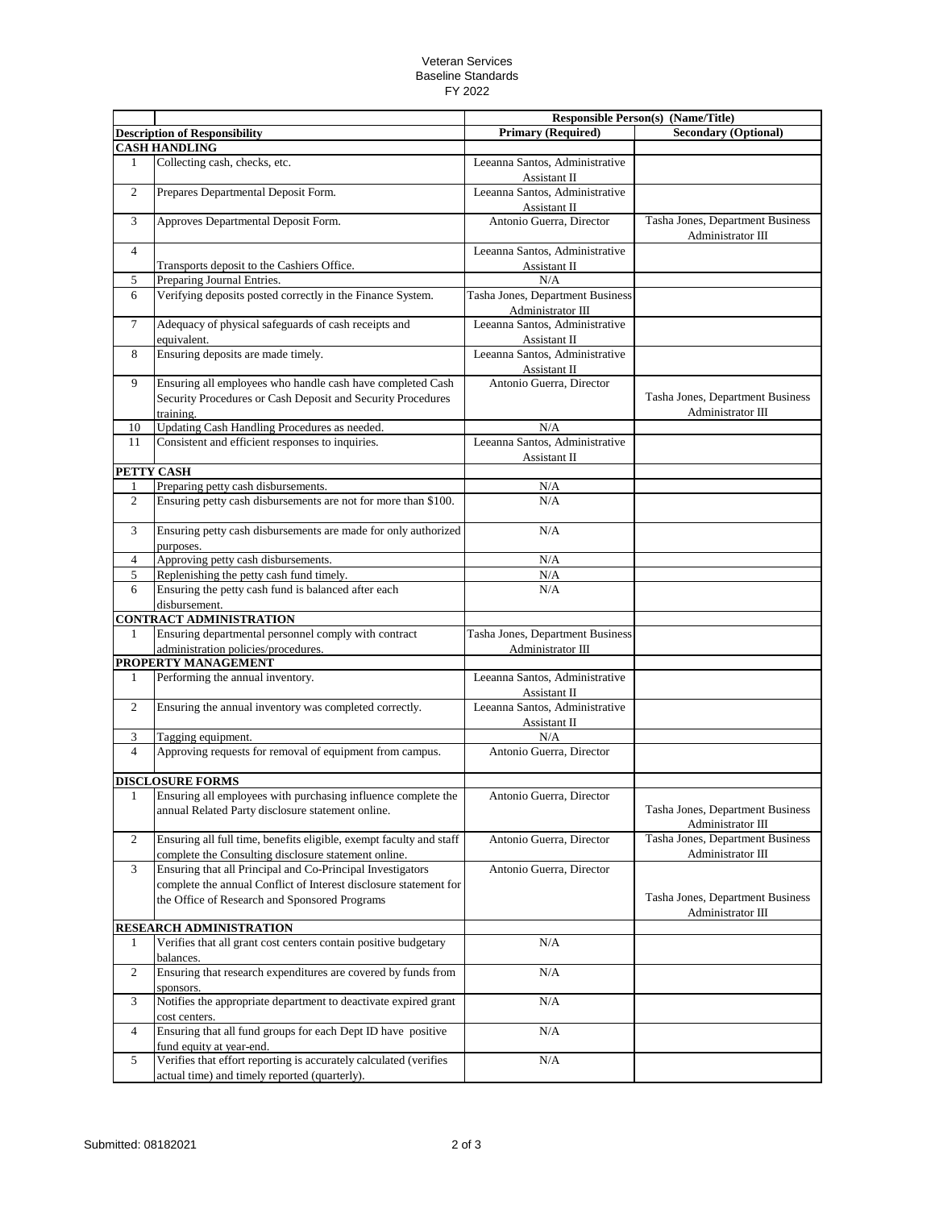Veteran Services
Baseline Standards
FY 2022

| | | Responsible Person(s) (Name/Title) | |
|---|---|---|---|
| **Description of Responsibility** | | **Primary (Required)** | **Secondary (Optional)** |
| **CASH HANDLING** | | | |
| 1 | Collecting cash, checks, etc. | Leeanna Santos, Administrative Assistant II | |
| 2 | Prepares Departmental Deposit Form. | Leeanna Santos, Administrative Assistant II | |
| 3 | Approves Departmental Deposit Form. | Antonio Guerra, Director | Tasha Jones, Department Business Administrator III |
| 4 | Transports deposit to the Cashiers Office. | Leeanna Santos, Administrative Assistant II | |
| 5 | Preparing Journal Entries. | N/A | |
| 6 | Verifying deposits posted correctly in the Finance System. | Tasha Jones, Department Business Administrator III | |
| 7 | Adequacy of physical safeguards of cash receipts and equivalent. | Leeanna Santos, Administrative Assistant II | |
| 8 | Ensuring deposits are made timely. | Leeanna Santos, Administrative Assistant II | |
| 9 | Ensuring all employees who handle cash have completed Cash Security Procedures or Cash Deposit and Security Procedures training. | Antonio Guerra, Director | Tasha Jones, Department Business Administrator III |
| 10 | Updating Cash Handling Procedures as needed. | N/A | |
| 11 | Consistent and efficient responses to inquiries. | Leeanna Santos, Administrative Assistant II | |
| **PETTY CASH** | | | |
| 1 | Preparing petty cash disbursements. | N/A | |
| 2 | Ensuring petty cash disbursements are not for more than $100. | N/A | |
| 3 | Ensuring petty cash disbursements are made for only authorized purposes. | N/A | |
| 4 | Approving petty cash disbursements. | N/A | |
| 5 | Replenishing the petty cash fund timely. | N/A | |
| 6 | Ensuring the petty cash fund is balanced after each disbursement. | N/A | |
| **CONTRACT ADMINISTRATION** | | | |
| 1 | Ensuring departmental personnel comply with contract administration policies/procedures. | Tasha Jones, Department Business Administrator III | |
| **PROPERTY MANAGEMENT** | | | |
| 1 | Performing the annual inventory. | Leeanna Santos, Administrative Assistant II | |
| 2 | Ensuring the annual inventory was completed correctly. | Leeanna Santos, Administrative Assistant II | |
| 3 | Tagging equipment. | N/A | |
| 4 | Approving requests for removal of equipment from campus. | Antonio Guerra, Director | |
| **DISCLOSURE FORMS** | | | |
| 1 | Ensuring all employees with purchasing influence complete the annual Related Party disclosure statement online. | Antonio Guerra, Director | Tasha Jones, Department Business Administrator III |
| 2 | Ensuring all full time, benefits eligible, exempt faculty and staff complete the Consulting disclosure statement online. | Antonio Guerra, Director | Tasha Jones, Department Business Administrator III |
| 3 | Ensuring that all Principal and Co-Principal Investigators complete the annual Conflict of Interest disclosure statement for the Office of Research and Sponsored Programs | Antonio Guerra, Director | Tasha Jones, Department Business Administrator III |
| **RESEARCH ADMINISTRATION** | | | |
| 1 | Verifies that all grant cost centers contain positive budgetary balances. | N/A | |
| 2 | Ensuring that research expenditures are covered by funds from sponsors. | N/A | |
| 3 | Notifies the appropriate department to deactivate expired grant cost centers. | N/A | |
| 4 | Ensuring that all fund groups for each Dept ID have positive fund equity at year-end. | N/A | |
| 5 | Verifies that effort reporting is accurately calculated (verifies actual time) and timely reported (quarterly). | N/A | |

Submitted: 08182021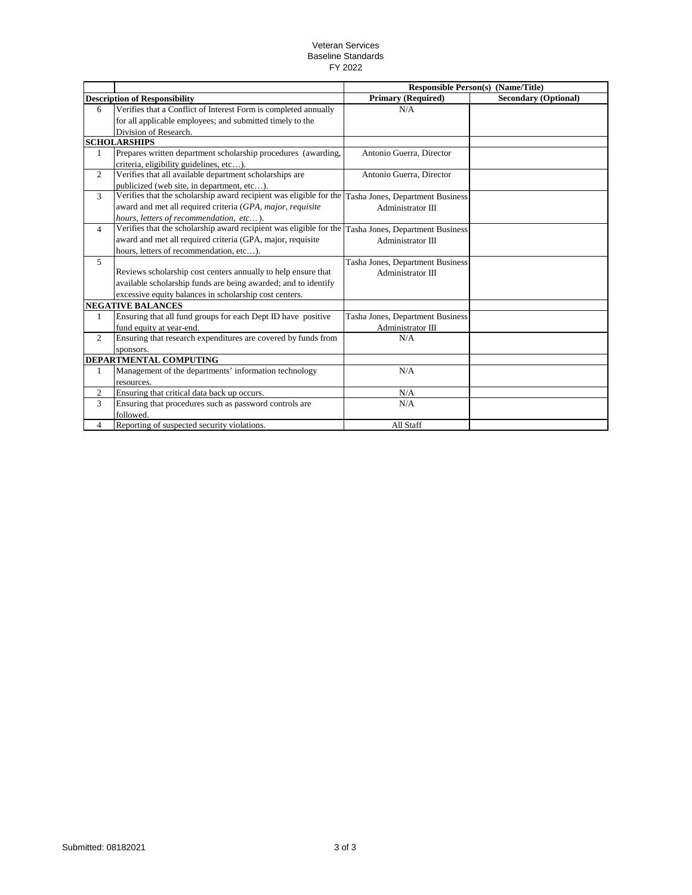Veteran Services
Baseline Standards
FY 2022

| | | Responsible Person(s) (Name/Title) | |
|---|---|---|---|
| **Description of Responsibility** | | **Primary (Required)** | **Secondary (Optional)** |
| 6 | Verifies that a Conflict of Interest Form is completed annually for all applicable employees; and submitted timely to the Division of Research. | N/A | |
| **SCHOLARSHIPS** | | | |
| 1 | Prepares written department scholarship procedures (awarding, criteria, eligibility guidelines, etc…). | Antonio Guerra, Director | |
| 2 | Verifies that all available department scholarships are publicized (web site, in department, etc…). | Antonio Guerra, Director | |
| 3 | Verifies that the scholarship award recipient was eligible for the award and met all required criteria (*GPA, major, requisite hours, letters of recommendation, etc…*). | Tasha Jones, Department Business Administrator III | |
| 4 | Verifies that the scholarship award recipient was eligible for the award and met all required criteria (GPA, major, requisite hours, letters of recommendation, etc…). | Tasha Jones, Department Business Administrator III | |
| 5 | Reviews scholarship cost centers annually to help ensure that available scholarship funds are being awarded; and to identify excessive equity balances in scholarship cost centers. | Tasha Jones, Department Business Administrator III | |
| **NEGATIVE BALANCES** | | | |
| 1 | Ensuring that all fund groups for each Dept ID have positive fund equity at year-end. | Tasha Jones, Department Business Administrator III | |
| 2 | Ensuring that research expenditures are covered by funds from sponsors. | N/A | |
| **DEPARTMENTAL COMPUTING** | | | |
| 1 | Management of the departments' information technology resources. | N/A | |
| 2 | Ensuring that critical data back up occurs. | N/A | |
| 3 | Ensuring that procedures such as password controls are followed. | N/A | |
| 4 | Reporting of suspected security violations. | All Staff | |

Submitted: 08182021